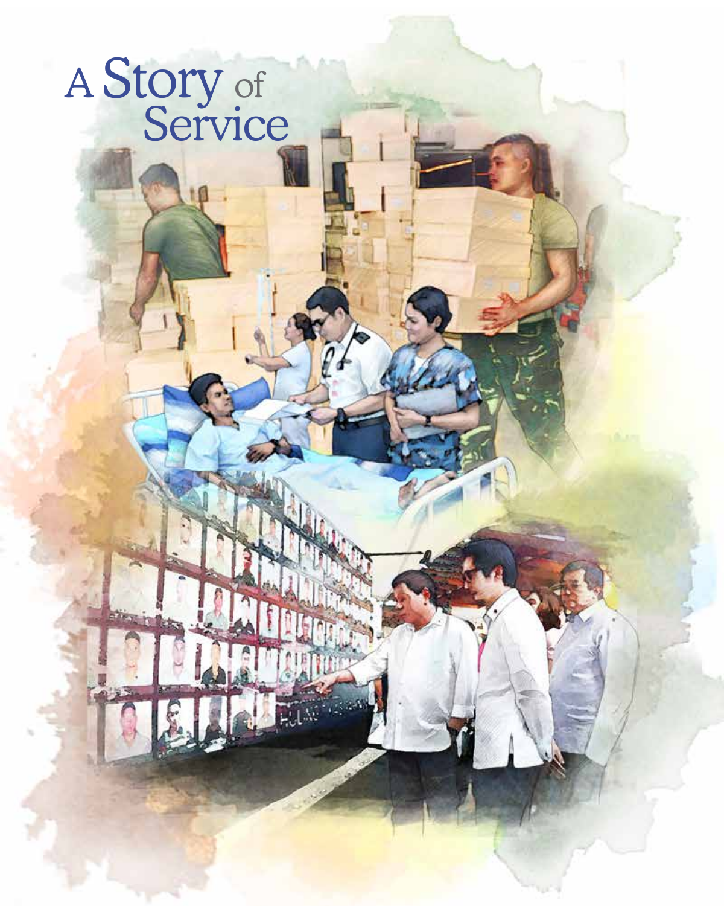# A Story of Service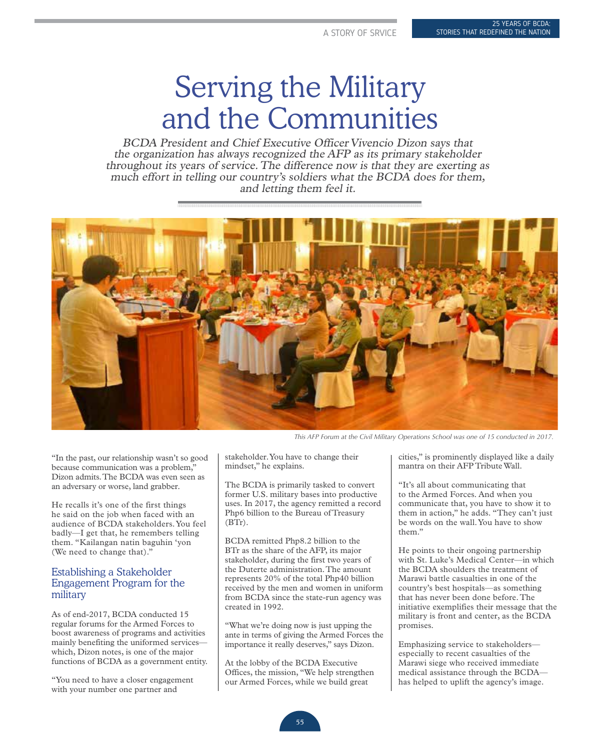# Serving the Military and the Communities

*BCDA President and Chief Executive Officer Vivencio Dizon says that the organization has always recognized the AFP as its primary stakeholder throughout its years of service. The difference now is that they are exerting as much effort in telling our country's soldiers what the BCDA does for them, and letting them feel it.*

*This AFP Forum at the Civil Military Operations School was one of 15 conducted in 2017.*

"In the past, our relationship wasn't so good because communication was a problem," Dizon admits. The BCDA was even seen as an adversary or worse, land grabber.

He recalls it's one of the first things he said on the job when faced with an audience of BCDA stakeholders. You feel badly—I get that, he remembers telling them. "Kailangan natin baguhin 'yon (We need to change that)."

## Establishing a Stakeholder Engagement Program for the military

As of end-2017, BCDA conducted 15 regular forums for the Armed Forces to boost awareness of programs and activities mainly benefiting the uniformed services—which, Dizon notes, is one of the major functions of BCDA as a government entity.

"You need to have a closer engagement with your number one partner and stakeholder. You have to change their mindset," he explains.

The BCDA is primarily tasked to convert former U.S. military bases into productive uses. In 2017, the agency remitted a record Php6 billion to the Bureau of Treasury (BTr).

BCDA remitted Php8.2 billion to the BTr as the share of the AFP, its major stakeholder, during the first two years of the Duterte administration. The amount represents 20% of the total Php40 billion received by the men and women in uniform from BCDA since the state-run agency was created in 1992.

"What we're doing now is just upping the ante in terms of giving the Armed Forces the importance it really deserves," says Dizon.

At the lobby of the BCDA Executive Offices, the mission, "We help strengthen our Armed Forces, while we build great cities," is prominently displayed like a daily mantra on their AFP Tribute Wall.

"It's all about communicating that to the Armed Forces. And when you communicate that, you have to show it to them in action," he adds. "They can't just be words on the wall. You have to show them."

He points to their ongoing partnership with St. Luke's Medical Center—in which the BCDA shoulders the treatment of Marawi battle casualties in one of the country's best hospitals—as something that has never been done before. The initiative exemplifies their message that the military is front and center, as the BCDA promises.

Emphasizing service to stakeholders—especially to recent casualties of the Marawi siege who received immediate medical assistance through the BCDA—has helped to uplift the agency's image.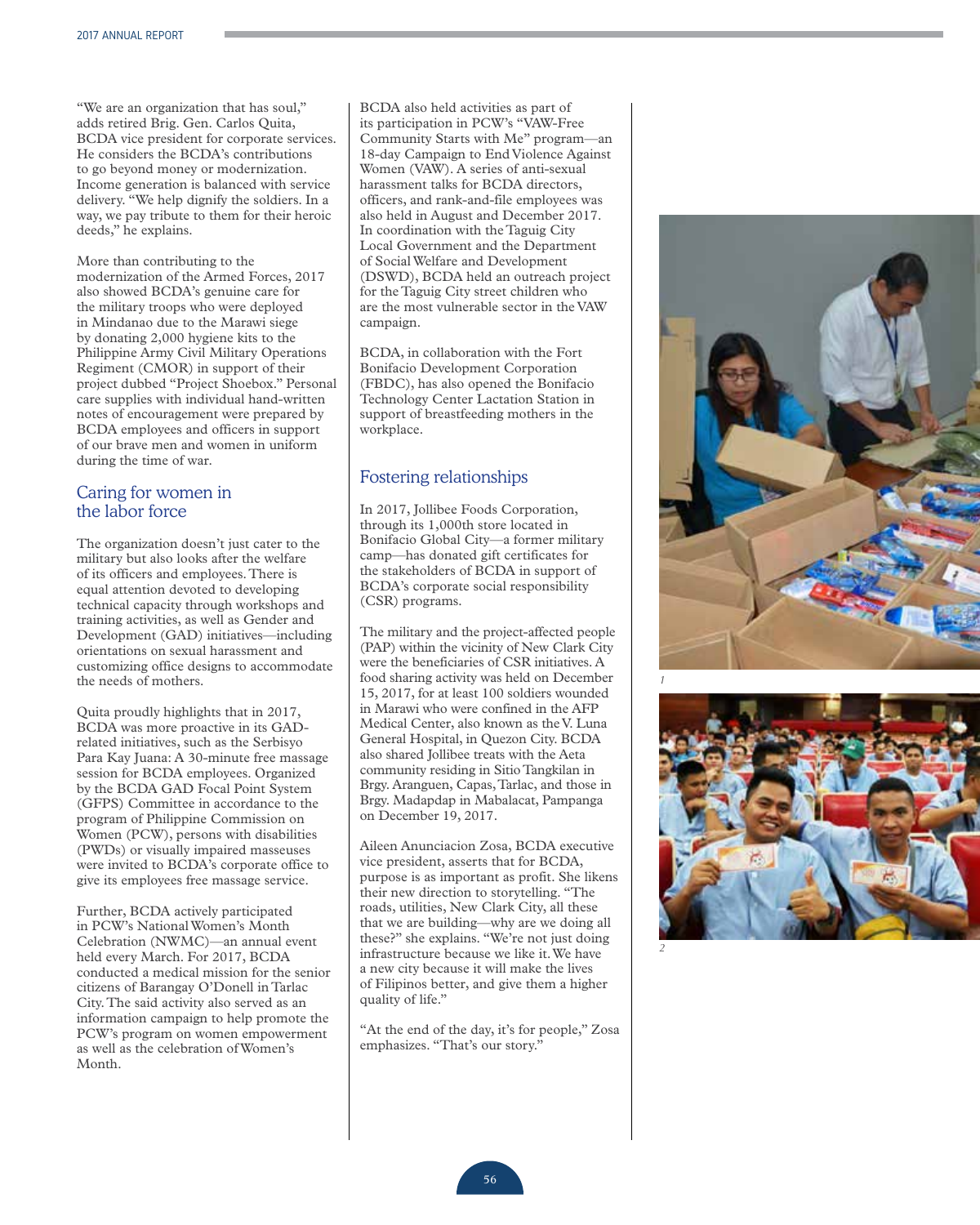"We are an organization that has soul," adds retired Brig. Gen. Carlos Quita, BCDA vice president for corporate services. He considers the BCDA's contributions to go beyond money or modernization. Income generation is balanced with service delivery. "We help dignify the soldiers. In a way, we pay tribute to them for their heroic deeds," he explains.

More than contributing to the modernization of the Armed Forces, 2017 also showed BCDA's genuine care for the military troops who were deployed in Mindanao due to the Marawi siege by donating 2,000 hygiene kits to the Philippine Army Civil Military Operations Regiment (CMOR) in support of their project dubbed "Project Shoebox." Personal care supplies with individual hand-written notes of encouragement were prepared by BCDA employees and officers in support of our brave men and women in uniform during the time of war.

## Caring for women in the labor force

The organization doesn't just cater to the military but also looks after the welfare of its officers and employees. There is equal attention devoted to developing technical capacity through workshops and training activities, as well as Gender and Development (GAD) initiatives—including orientations on sexual harassment and customizing office designs to accommodate the needs of mothers.

Quita proudly highlights that in 2017, BCDA was more proactive in its GAD-related initiatives, such as the Serbisyo Para Kay Juana: A 30-minute free massage session for BCDA employees. Organized by the BCDA GAD Focal Point System (GFPS) Committee in accordance to the program of Philippine Commission on Women (PCW), persons with disabilities (PWDs) or visually impaired masseuses were invited to BCDA's corporate office to give its employees free massage service.

Further, BCDA actively participated in PCW's National Women's Month Celebration (NWMC)—an annual event held every March. For 2017, BCDA conducted a medical mission for the senior citizens of Barangay O'Donell in Tarlac City. The said activity also served as an information campaign to help promote the PCW's program on women empowerment as well as the celebration of Women's Month.

BCDA also held activities as part of its participation in PCW's "VAW-Free Community Starts with Me" program—an 18-day Campaign to End Violence Against Women (VAW). A series of anti-sexual harassment talks for BCDA directors, officers, and rank-and-file employees was also held in August and December 2017. In coordination with the Taguig City Local Government and the Department of Social Welfare and Development (DSWD), BCDA held an outreach project for the Taguig City street children who are the most vulnerable sector in the VAW campaign.

BCDA, in collaboration with the Fort Bonifacio Development Corporation (FBDC), has also opened the Bonifacio Technology Center Lactation Station in support of breastfeeding mothers in the workplace.

## Fostering relationships

In 2017, Jollibee Foods Corporation, through its 1,000th store located in Bonifacio Global City—a former military camp—has donated gift certificates for the stakeholders of BCDA in support of BCDA's corporate social responsibility (CSR) programs.

The military and the project-affected people (PAP) within the vicinity of New Clark City were the beneficiaries of CSR initiatives. A food sharing activity was held on December 15, 2017, for at least 100 soldiers wounded in Marawi who were confined in the AFP Medical Center, also known as the V. Luna General Hospital, in Quezon City. BCDA also shared Jollibee treats with the Aeta community residing in Sitio Tangkilan in Brgy. Aranguen, Capas, Tarlac, and those in Brgy. Madapdap in Mabalacat, Pampanga on December 19, 2017.

Aileen Anunciacion Zosa, BCDA executive vice president, asserts that for BCDA, purpose is as important as profit. She likens their new direction to storytelling. "The roads, utilities, New Clark City, all these that we are building—why are we doing all these?" she explains. "We're not just doing infrastructure because we like it. We have a new city because it will make the lives of Filipinos better, and give them a higher quality of life."

"At the end of the day, it's for people," Zosa emphasizes. "That's our story."

1

2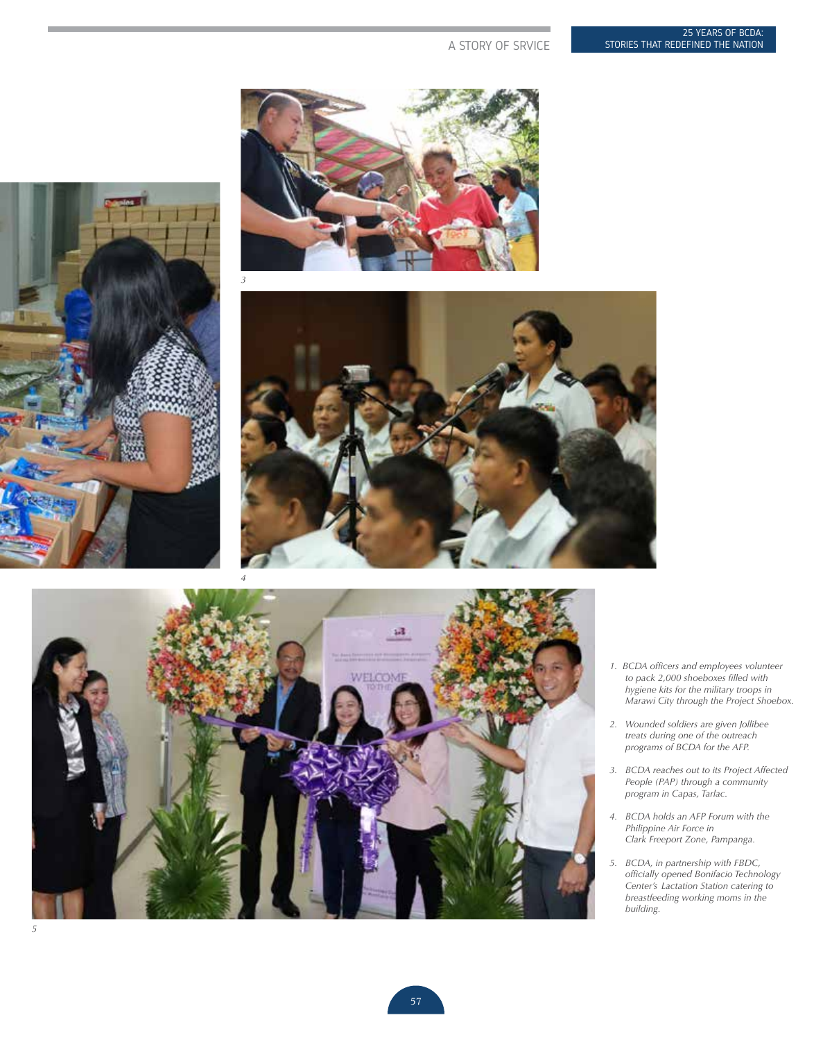3

4

5

1. BCDA officers and employees volunteer to pack 2,000 shoeboxes filled with hygiene kits for the military troops in Marawi City through the Project Shoebox.

2. Wounded soldiers are given Jollibee treats during one of the outreach programs of BCDA for the AFP.

3. BCDA reaches out to its Project Affected People (PAP) through a community program in Capas, Tarlac.

4. BCDA holds an AFP Forum with the Philippine Air Force in Clark Freeport Zone, Pampanga.

5. BCDA, in partnership with FBDC, officially opened Bonifacio Technology Center's Lactation Station catering to breastfeeding working moms in the building.